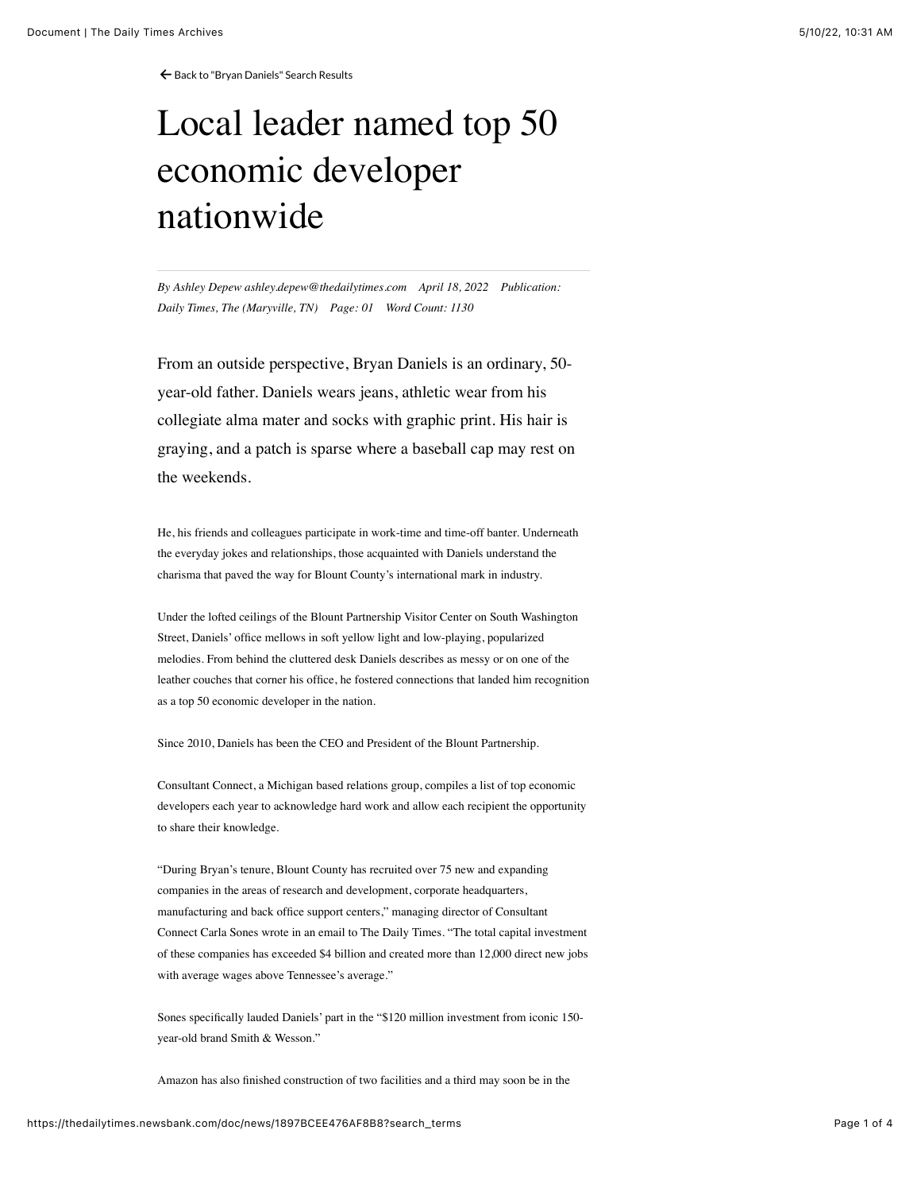← Back to "Bryan Daniels" Search Results

# Local leader named top 50 economic developer nationwide

*By Ashley Depew ashley.depew@thedailytimes.com April 18, 2022 Publication: Daily Times, The (Maryville, TN) Page: 01 Word Count: 1130*

From an outside perspective, Bryan Daniels is an ordinary, 50-year-old father. Daniels wears jeans, athletic wear from his collegiate alma mater and socks with graphic print. His hair is graying, and a patch is sparse where a baseball cap may rest on the weekends.

He, his friends and colleagues participate in work-time and time-off banter. Underneath the everyday jokes and relationships, those acquainted with Daniels understand the charisma that paved the way for Blount County's international mark in industry.

Under the lofted ceilings of the Blount Partnership Visitor Center on South Washington Street, Daniels' office mellows in soft yellow light and low-playing, popularized melodies. From behind the cluttered desk Daniels describes as messy or on one of the leather couches that corner his office, he fostered connections that landed him recognition as a top 50 economic developer in the nation.

Since 2010, Daniels has been the CEO and President of the Blount Partnership.

Consultant Connect, a Michigan based relations group, compiles a list of top economic developers each year to acknowledge hard work and allow each recipient the opportunity to share their knowledge.

"During Bryan's tenure, Blount County has recruited over 75 new and expanding companies in the areas of research and development, corporate headquarters, manufacturing and back office support centers," managing director of Consultant Connect Carla Sones wrote in an email to The Daily Times. "The total capital investment of these companies has exceeded $4 billion and created more than 12,000 direct new jobs with average wages above Tennessee's average."

Sones specifically lauded Daniels' part in the "$120 million investment from iconic 150-year-old brand Smith & Wesson."

Amazon has also finished construction of two facilities and a third may soon be in the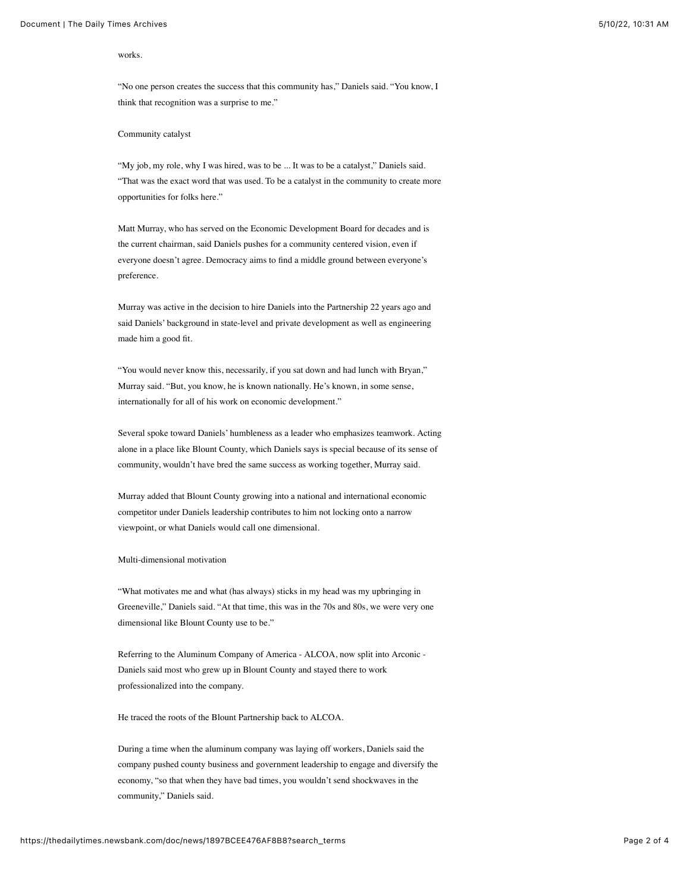works.

"No one person creates the success that this community has," Daniels said. "You know, I think that recognition was a surprise to me."

## Community catalyst

"My job, my role, why I was hired, was to be ... It was to be a catalyst," Daniels said. "That was the exact word that was used. To be a catalyst in the community to create more opportunities for folks here."

Matt Murray, who has served on the Economic Development Board for decades and is the current chairman, said Daniels pushes for a community centered vision, even if everyone doesn't agree. Democracy aims to find a middle ground between everyone's preference.

Murray was active in the decision to hire Daniels into the Partnership 22 years ago and said Daniels' background in state-level and private development as well as engineering made him a good fit.

"You would never know this, necessarily, if you sat down and had lunch with Bryan," Murray said. "But, you know, he is known nationally. He's known, in some sense, internationally for all of his work on economic development."

Several spoke toward Daniels' humbleness as a leader who emphasizes teamwork. Acting alone in a place like Blount County, which Daniels says is special because of its sense of community, wouldn't have bred the same success as working together, Murray said.

Murray added that Blount County growing into a national and international economic competitor under Daniels leadership contributes to him not locking onto a narrow viewpoint, or what Daniels would call one dimensional.

## Multi-dimensional motivation

"What motivates me and what (has always) sticks in my head was my upbringing in Greeneville," Daniels said. "At that time, this was in the 70s and 80s, we were very one dimensional like Blount County use to be."

Referring to the Aluminum Company of America - ALCOA, now split into Arconic - Daniels said most who grew up in Blount County and stayed there to work professionalized into the company.

He traced the roots of the Blount Partnership back to ALCOA.

During a time when the aluminum company was laying off workers, Daniels said the company pushed county business and government leadership to engage and diversify the economy, "so that when they have bad times, you wouldn't send shockwaves in the community," Daniels said.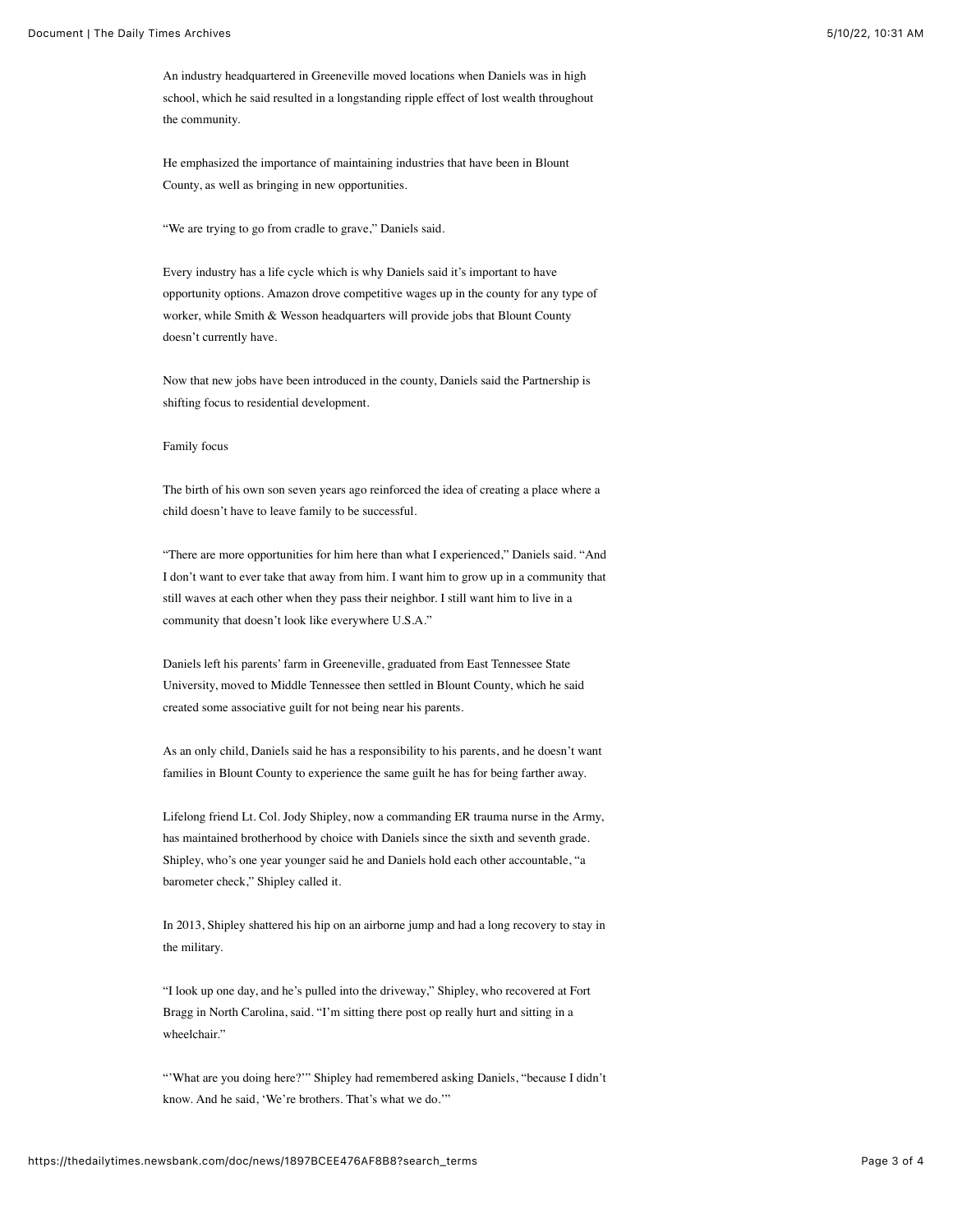An industry headquartered in Greeneville moved locations when Daniels was in high school, which he said resulted in a longstanding ripple effect of lost wealth throughout the community.

He emphasized the importance of maintaining industries that have been in Blount County, as well as bringing in new opportunities.

"We are trying to go from cradle to grave," Daniels said.

Every industry has a life cycle which is why Daniels said it's important to have opportunity options. Amazon drove competitive wages up in the county for any type of worker, while Smith & Wesson headquarters will provide jobs that Blount County doesn't currently have.

Now that new jobs have been introduced in the county, Daniels said the Partnership is shifting focus to residential development.

## Family focus

The birth of his own son seven years ago reinforced the idea of creating a place where a child doesn't have to leave family to be successful.

"There are more opportunities for him here than what I experienced," Daniels said. "And I don't want to ever take that away from him. I want him to grow up in a community that still waves at each other when they pass their neighbor. I still want him to live in a community that doesn't look like everywhere U.S.A."

Daniels left his parents' farm in Greeneville, graduated from East Tennessee State University, moved to Middle Tennessee then settled in Blount County, which he said created some associative guilt for not being near his parents.

As an only child, Daniels said he has a responsibility to his parents, and he doesn't want families in Blount County to experience the same guilt he has for being farther away.

Lifelong friend Lt. Col. Jody Shipley, now a commanding ER trauma nurse in the Army, has maintained brotherhood by choice with Daniels since the sixth and seventh grade. Shipley, who's one year younger said he and Daniels hold each other accountable, "a barometer check," Shipley called it.

In 2013, Shipley shattered his hip on an airborne jump and had a long recovery to stay in the military.

"I look up one day, and he's pulled into the driveway," Shipley, who recovered at Fort Bragg in North Carolina, said. "I'm sitting there post op really hurt and sitting in a wheelchair."

"'What are you doing here?'" Shipley had remembered asking Daniels, "because I didn't know. And he said, 'We're brothers. That's what we do.'"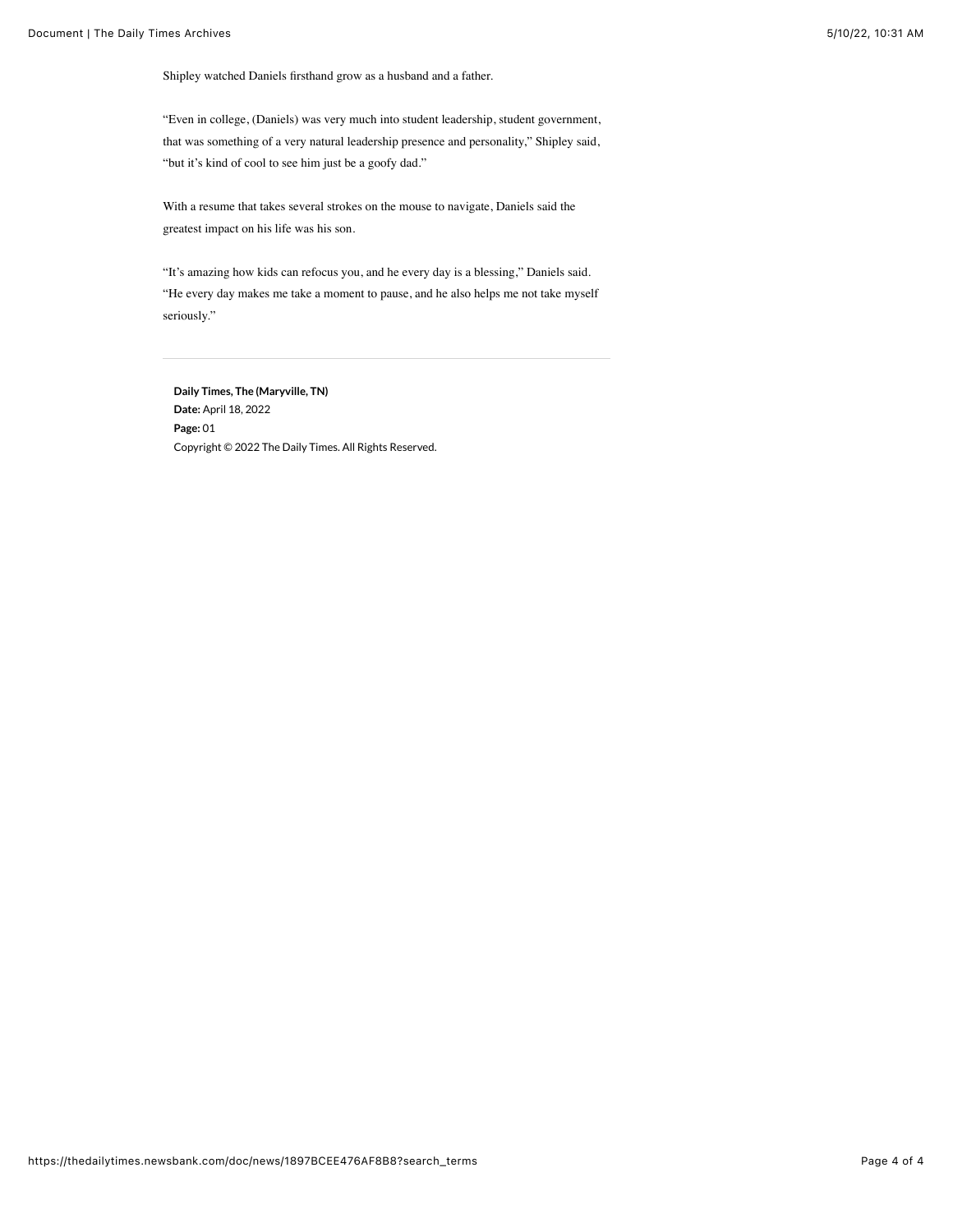Shipley watched Daniels firsthand grow as a husband and a father.

"Even in college, (Daniels) was very much into student leadership, student government, that was something of a very natural leadership presence and personality," Shipley said, "but it's kind of cool to see him just be a goofy dad."

With a resume that takes several strokes on the mouse to navigate, Daniels said the greatest impact on his life was his son.

"It's amazing how kids can refocus you, and he every day is a blessing," Daniels said. "He every day makes me take a moment to pause, and he also helps me not take myself seriously."

---

**Daily Times, The (Maryville, TN)**
**Date:** April 18, 2022
**Page:** 01
Copyright © 2022 The Daily Times. All Rights Reserved.